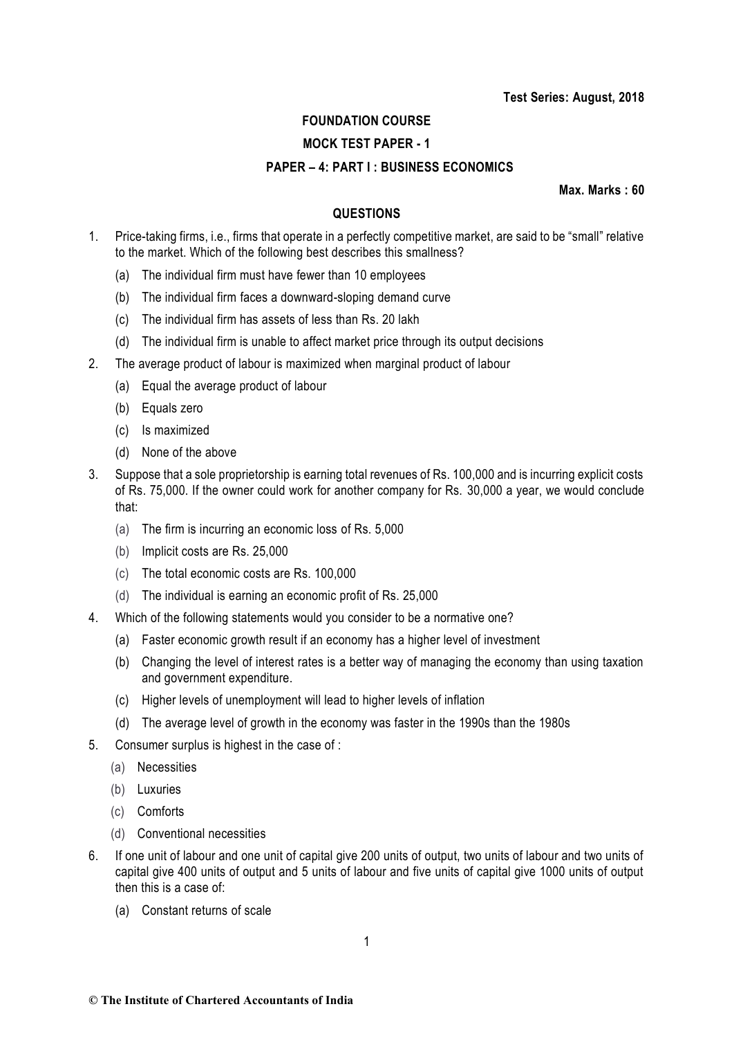**Test Series: August, 2018**

# FOUNDATION COURSE

## MOCK TEST PAPER - 1

## PAPER – 4: PART I : BUSINESS ECONOMICS

**Max. Marks : 60**

### QUESTIONS

1. Price-taking firms, i.e., firms that operate in a perfectly competitive market, are said to be "small" relative to the market. Which of the following best describes this smallness?

   (a) The individual firm must have fewer than 10 employees

   (b) The individual firm faces a downward-sloping demand curve

   (c) The individual firm has assets of less than Rs. 20 lakh

   (d) The individual firm is unable to affect market price through its output decisions

2. The average product of labour is maximized when marginal product of labour

   (a) Equal the average product of labour

   (b) Equals zero

   (c) Is maximized

   (d) None of the above

3. Suppose that a sole proprietorship is earning total revenues of Rs. 100,000 and is incurring explicit costs of Rs. 75,000. If the owner could work for another company for Rs. 30,000 a year, we would conclude that:

   (a) The firm is incurring an economic loss of Rs. 5,000

   (b) Implicit costs are Rs. 25,000

   (c) The total economic costs are Rs. 100,000

   (d) The individual is earning an economic profit of Rs. 25,000

4. Which of the following statements would you consider to be a normative one?

   (a) Faster economic growth result if an economy has a higher level of investment

   (b) Changing the level of interest rates is a better way of managing the economy than using taxation and government expenditure.

   (c) Higher levels of unemployment will lead to higher levels of inflation

   (d) The average level of growth in the economy was faster in the 1990s than the 1980s

5. Consumer surplus is highest in the case of :

   (a) Necessities

   (b) Luxuries

   (c) Comforts

   (d) Conventional necessities

6. If one unit of labour and one unit of capital give 200 units of output, two units of labour and two units of capital give 400 units of output and 5 units of labour and five units of capital give 1000 units of output then this is a case of:

   (a) Constant returns of scale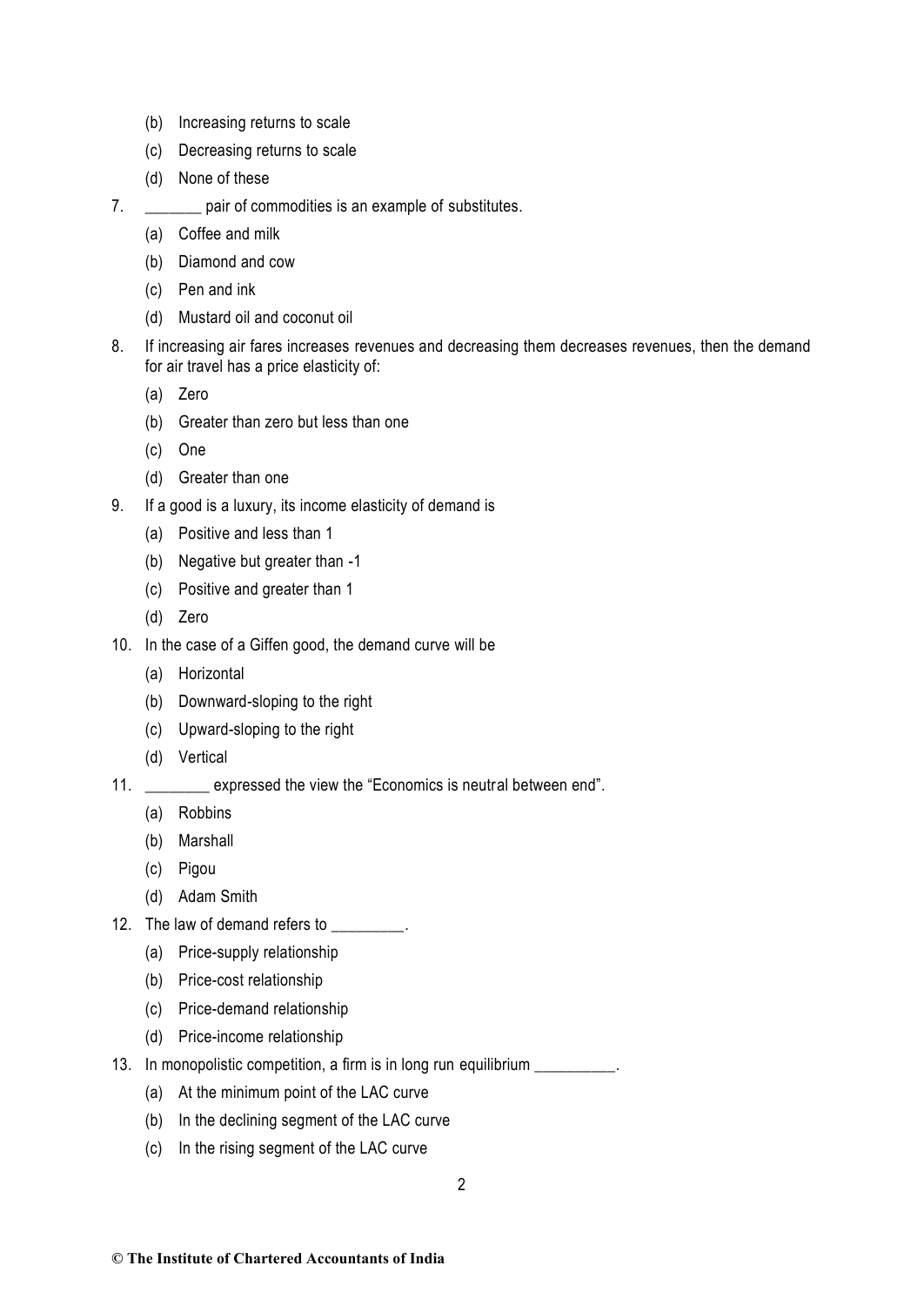(b) Increasing returns to scale

(c) Decreasing returns to scale

(d) None of these

7. _______ pair of commodities is an example of substitutes.

   (a) Coffee and milk

   (b) Diamond and cow

   (c) Pen and ink

   (d) Mustard oil and coconut oil

8. If increasing air fares increases revenues and decreasing them decreases revenues, then the demand for air travel has a price elasticity of:

   (a) Zero

   (b) Greater than zero but less than one

   (c) One

   (d) Greater than one

9. If a good is a luxury, its income elasticity of demand is

   (a) Positive and less than 1

   (b) Negative but greater than -1

   (c) Positive and greater than 1

   (d) Zero

10. In the case of a Giffen good, the demand curve will be

    (a) Horizontal

    (b) Downward-sloping to the right

    (c) Upward-sloping to the right

    (d) Vertical

11. ________ expressed the view the "Economics is neutral between end".

    (a) Robbins

    (b) Marshall

    (c) Pigou

    (d) Adam Smith

12. The law of demand refers to _________.

    (a) Price-supply relationship

    (b) Price-cost relationship

    (c) Price-demand relationship

    (d) Price-income relationship

13. In monopolistic competition, a firm is in long run equilibrium __________.

    (a) At the minimum point of the LAC curve

    (b) In the declining segment of the LAC curve

    (c) In the rising segment of the LAC curve

© The Institute of Chartered Accountants of India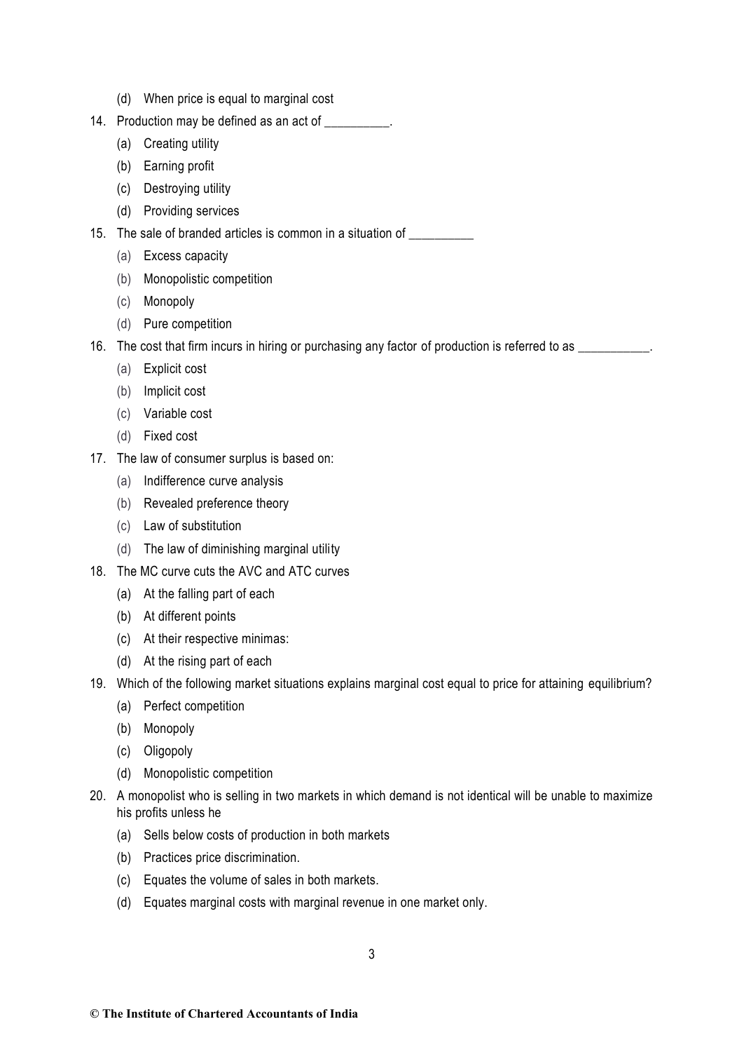(d) When price is equal to marginal cost

14. Production may be defined as an act of __________.
    (a) Creating utility
    (b) Earning profit
    (c) Destroying utility
    (d) Providing services

15. The sale of branded articles is common in a situation of __________
    (a) Excess capacity
    (b) Monopolistic competition
    (c) Monopoly
    (d) Pure competition

16. The cost that firm incurs in hiring or purchasing any factor of production is referred to as ___________.
    (a) Explicit cost
    (b) Implicit cost
    (c) Variable cost
    (d) Fixed cost

17. The law of consumer surplus is based on:
    (a) Indifference curve analysis
    (b) Revealed preference theory
    (c) Law of substitution
    (d) The law of diminishing marginal utility

18. The MC curve cuts the AVC and ATC curves
    (a) At the falling part of each
    (b) At different points
    (c) At their respective minimas:
    (d) At the rising part of each

19. Which of the following market situations explains marginal cost equal to price for attaining equilibrium?
    (a) Perfect competition
    (b) Monopoly
    (c) Oligopoly
    (d) Monopolistic competition

20. A monopolist who is selling in two markets in which demand is not identical will be unable to maximize his profits unless he
    (a) Sells below costs of production in both markets
    (b) Practices price discrimination.
    (c) Equates the volume of sales in both markets.
    (d) Equates marginal costs with marginal revenue in one market only.

© The Institute of Chartered Accountants of India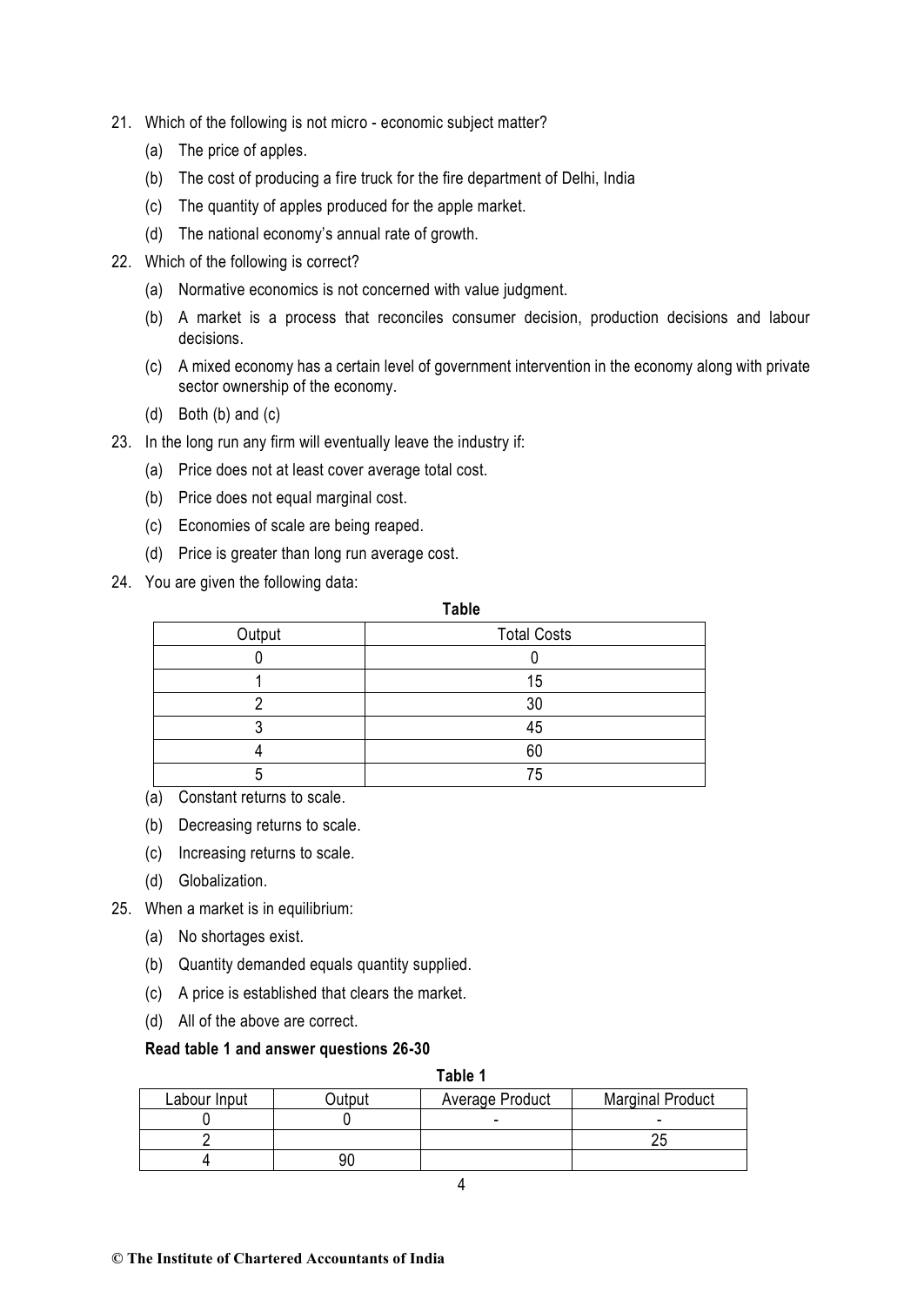21. Which of the following is not micro - economic subject matter?
    - (a) The price of apples.
    - (b) The cost of producing a fire truck for the fire department of Delhi, India
    - (c) The quantity of apples produced for the apple market.
    - (d) The national economy's annual rate of growth.
22. Which of the following is correct?
    - (a) Normative economics is not concerned with value judgment.
    - (b) A market is a process that reconciles consumer decision, production decisions and labour decisions.
    - (c) A mixed economy has a certain level of government intervention in the economy along with private sector ownership of the economy.
    - (d) Both (b) and (c)
23. In the long run any firm will eventually leave the industry if:
    - (a) Price does not at least cover average total cost.
    - (b) Price does not equal marginal cost.
    - (c) Economies of scale are being reaped.
    - (d) Price is greater than long run average cost.
24. You are given the following data:

**Table**

| Output | Total Costs |
|---|---|
| 0 | 0 |
| 1 | 15 |
| 2 | 30 |
| 3 | 45 |
| 4 | 60 |
| 5 | 75 |

    - (a) Constant returns to scale.
    - (b) Decreasing returns to scale.
    - (c) Increasing returns to scale.
    - (d) Globalization.
25. When a market is in equilibrium:
    - (a) No shortages exist.
    - (b) Quantity demanded equals quantity supplied.
    - (c) A price is established that clears the market.
    - (d) All of the above are correct.

**Read table 1 and answer questions 26-30**

**Table 1**

| Labour Input | Output | Average Product | Marginal Product |
|---|---|---|---|
| 0 | 0 | - | - |
| 2 | | | 25 |
| 4 | 90 | | |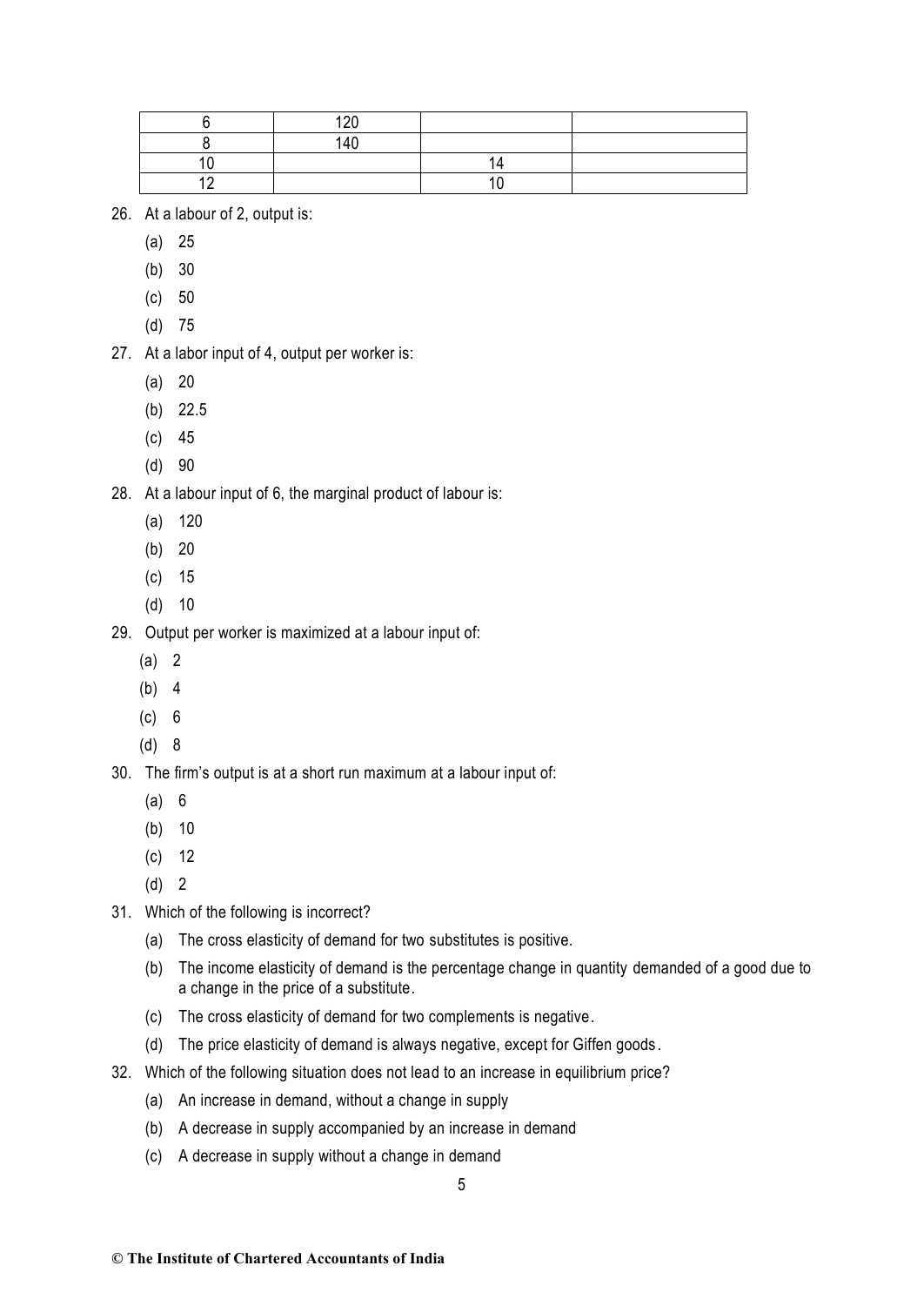| | | | |
|---|---|---|---|
| 6 | 120 | | |
| 8 | 140 | | |
| 10 | | 14 | |
| 12 | | 10 | |

26. At a labour of 2, output is:

    (a) 25

    (b) 30

    (c) 50

    (d) 75

27. At a labor input of 4, output per worker is:

    (a) 20

    (b) 22.5

    (c) 45

    (d) 90

28. At a labour input of 6, the marginal product of labour is:

    (a) 120

    (b) 20

    (c) 15

    (d) 10

29. Output per worker is maximized at a labour input of:

    (a) 2

    (b) 4

    (c) 6

    (d) 8

30. The firm's output is at a short run maximum at a labour input of:

    (a) 6

    (b) 10

    (c) 12

    (d) 2

31. Which of the following is incorrect?

    (a) The cross elasticity of demand for two substitutes is positive.

    (b) The income elasticity of demand is the percentage change in quantity demanded of a good due to a change in the price of a substitute.

    (c) The cross elasticity of demand for two complements is negative.

    (d) The price elasticity of demand is always negative, except for Giffen goods.

32. Which of the following situation does not lead to an increase in equilibrium price?

    (a) An increase in demand, without a change in supply

    (b) A decrease in supply accompanied by an increase in demand

    (c) A decrease in supply without a change in demand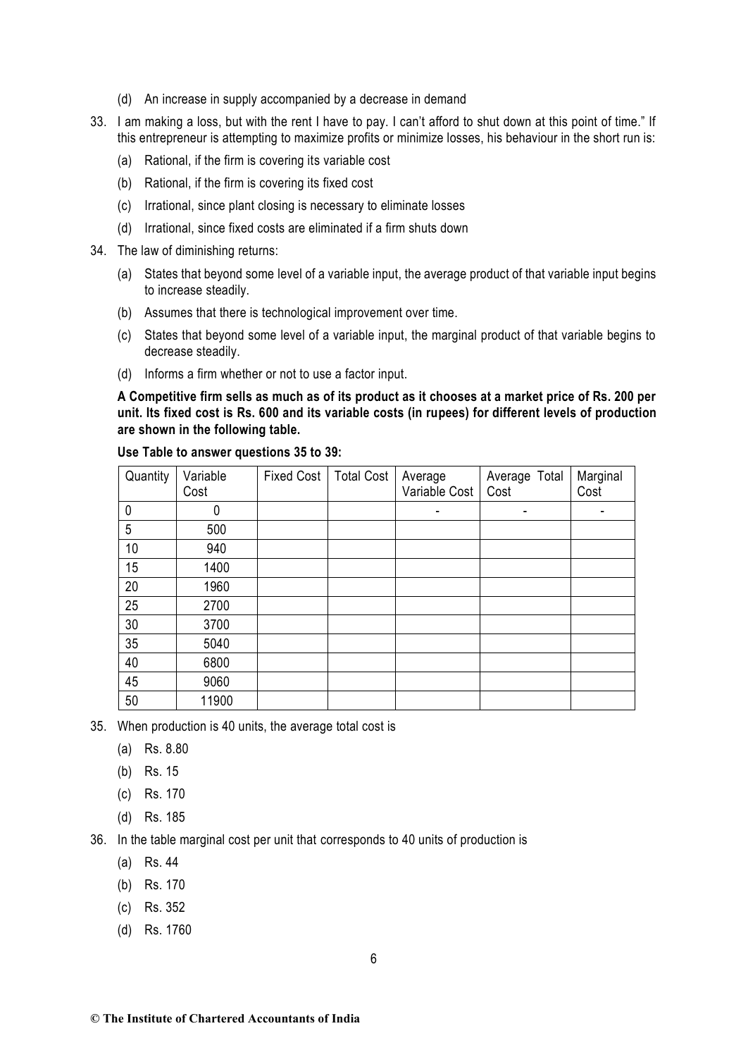(d) An increase in supply accompanied by a decrease in demand

33. I am making a loss, but with the rent I have to pay. I can't afford to shut down at this point of time." If this entrepreneur is attempting to maximize profits or minimize losses, his behaviour in the short run is:

    (a) Rational, if the firm is covering its variable cost

    (b) Rational, if the firm is covering its fixed cost

    (c) Irrational, since plant closing is necessary to eliminate losses

    (d) Irrational, since fixed costs are eliminated if a firm shuts down

34. The law of diminishing returns:

    (a) States that beyond some level of a variable input, the average product of that variable input begins to increase steadily.

    (b) Assumes that there is technological improvement over time.

    (c) States that beyond some level of a variable input, the marginal product of that variable begins to decrease steadily.

    (d) Informs a firm whether or not to use a factor input.

**A Competitive firm sells as much as of its product as it chooses at a market price of Rs. 200 per unit. Its fixed cost is Rs. 600 and its variable costs (in rupees) for different levels of production are shown in the following table.**

**Use Table to answer questions 35 to 39:**

| Quantity | Variable Cost | Fixed Cost | Total Cost | Average Variable Cost | Average Total Cost | Marginal Cost |
|---|---|---|---|---|---|---|
| 0 | 0 | | | - | - | - |
| 5 | 500 | | | | | |
| 10 | 940 | | | | | |
| 15 | 1400 | | | | | |
| 20 | 1960 | | | | | |
| 25 | 2700 | | | | | |
| 30 | 3700 | | | | | |
| 35 | 5040 | | | | | |
| 40 | 6800 | | | | | |
| 45 | 9060 | | | | | |
| 50 | 11900 | | | | | |

35. When production is 40 units, the average total cost is

    (a) Rs. 8.80

    (b) Rs. 15

    (c) Rs. 170

    (d) Rs. 185

36. In the table marginal cost per unit that corresponds to 40 units of production is

    (a) Rs. 44

    (b) Rs. 170

    (c) Rs. 352

    (d) Rs. 1760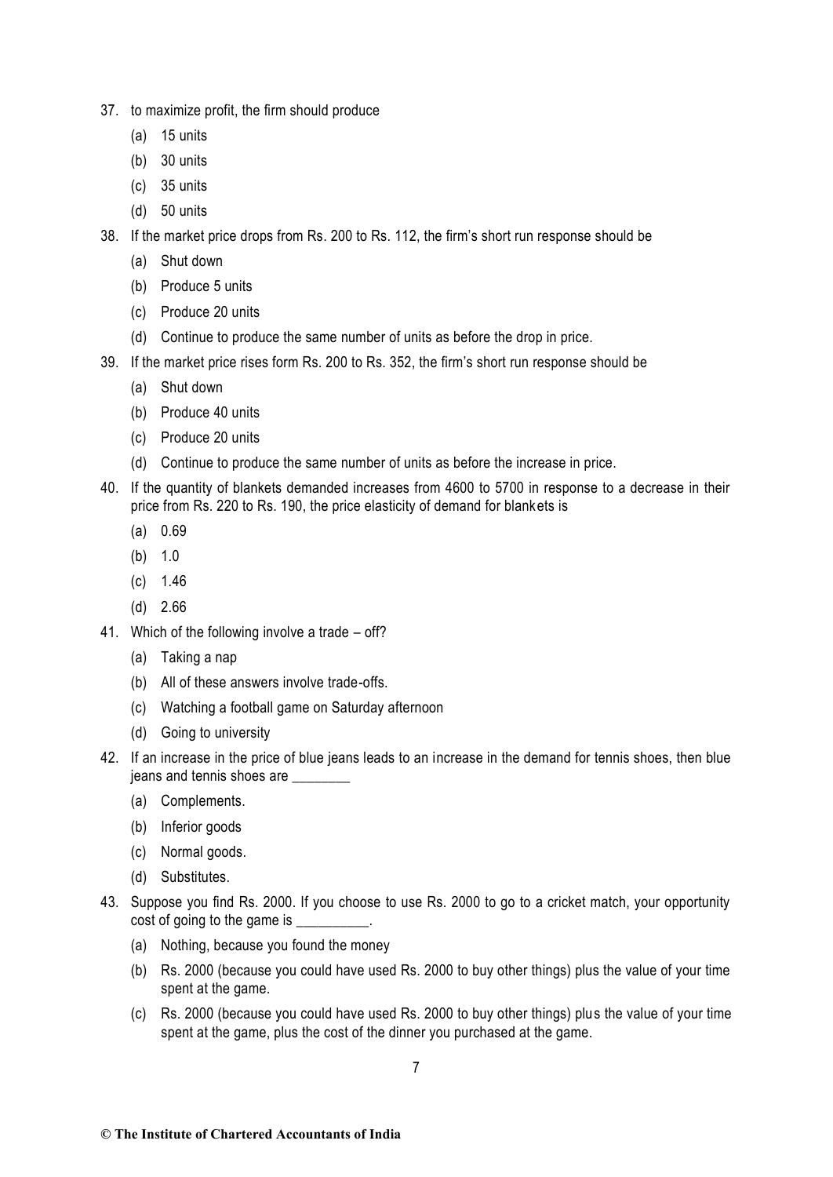37. to maximize profit, the firm should produce
    - (a) 15 units
    - (b) 30 units
    - (c) 35 units
    - (d) 50 units

38. If the market price drops from Rs. 200 to Rs. 112, the firm's short run response should be
    - (a) Shut down
    - (b) Produce 5 units
    - (c) Produce 20 units
    - (d) Continue to produce the same number of units as before the drop in price.

39. If the market price rises form Rs. 200 to Rs. 352, the firm's short run response should be
    - (a) Shut down
    - (b) Produce 40 units
    - (c) Produce 20 units
    - (d) Continue to produce the same number of units as before the increase in price.

40. If the quantity of blankets demanded increases from 4600 to 5700 in response to a decrease in their price from Rs. 220 to Rs. 190, the price elasticity of demand for blankets is
    - (a) 0.69
    - (b) 1.0
    - (c) 1.46
    - (d) 2.66

41. Which of the following involve a trade – off?
    - (a) Taking a nap
    - (b) All of these answers involve trade-offs.
    - (c) Watching a football game on Saturday afternoon
    - (d) Going to university

42. If an increase in the price of blue jeans leads to an increase in the demand for tennis shoes, then blue jeans and tennis shoes are ________
    - (a) Complements.
    - (b) Inferior goods
    - (c) Normal goods.
    - (d) Substitutes.

43. Suppose you find Rs. 2000. If you choose to use Rs. 2000 to go to a cricket match, your opportunity cost of going to the game is __________.
    - (a) Nothing, because you found the money
    - (b) Rs. 2000 (because you could have used Rs. 2000 to buy other things) plus the value of your time spent at the game.
    - (c) Rs. 2000 (because you could have used Rs. 2000 to buy other things) plus the value of your time spent at the game, plus the cost of the dinner you purchased at the game.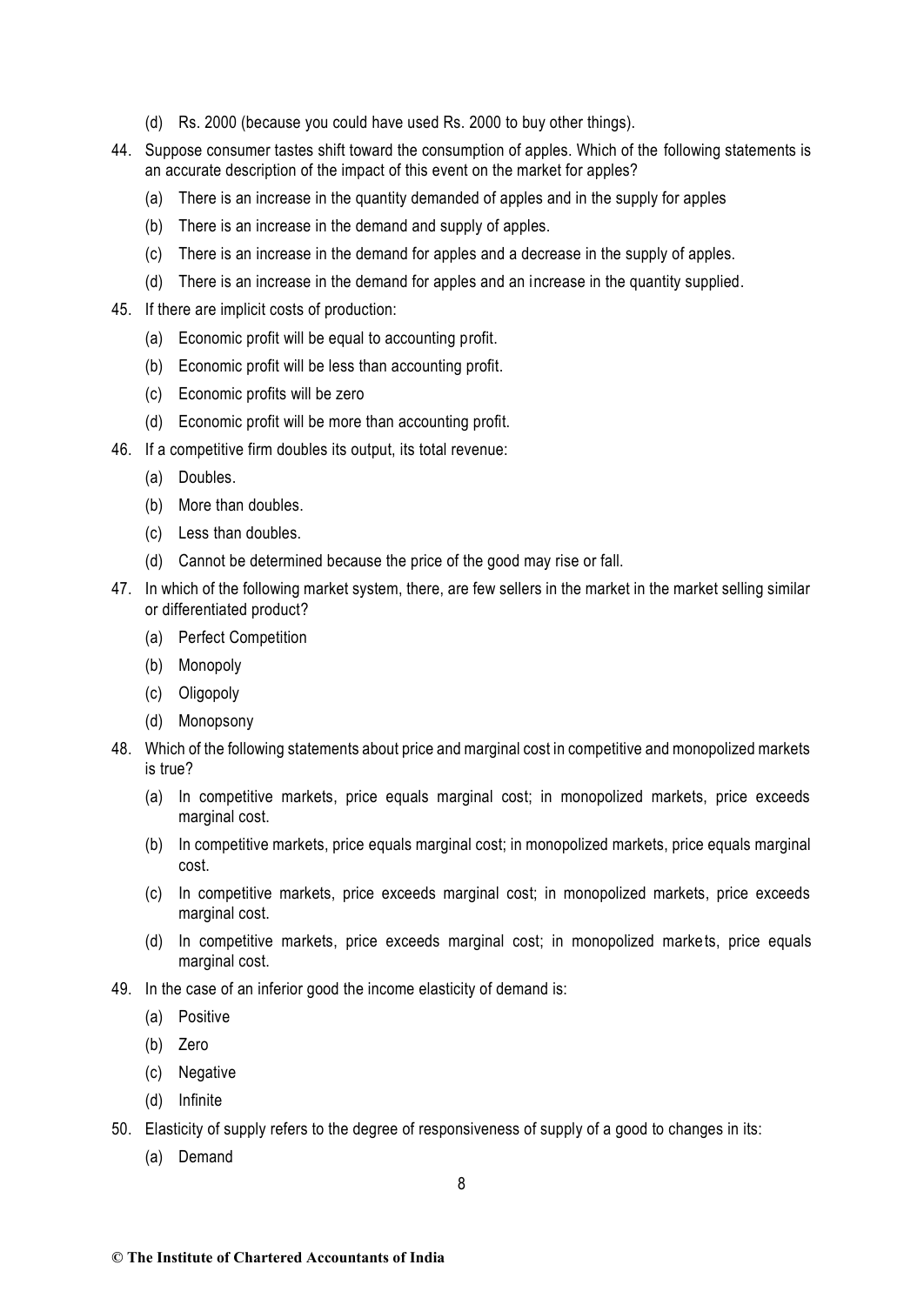(d) Rs. 2000 (because you could have used Rs. 2000 to buy other things).

44. Suppose consumer tastes shift toward the consumption of apples. Which of the following statements is an accurate description of the impact of this event on the market for apples?

    (a) There is an increase in the quantity demanded of apples and in the supply for apples

    (b) There is an increase in the demand and supply of apples.

    (c) There is an increase in the demand for apples and a decrease in the supply of apples.

    (d) There is an increase in the demand for apples and an increase in the quantity supplied.

45. If there are implicit costs of production:

    (a) Economic profit will be equal to accounting profit.

    (b) Economic profit will be less than accounting profit.

    (c) Economic profits will be zero

    (d) Economic profit will be more than accounting profit.

46. If a competitive firm doubles its output, its total revenue:

    (a) Doubles.

    (b) More than doubles.

    (c) Less than doubles.

    (d) Cannot be determined because the price of the good may rise or fall.

47. In which of the following market system, there, are few sellers in the market in the market selling similar or differentiated product?

    (a) Perfect Competition

    (b) Monopoly

    (c) Oligopoly

    (d) Monopsony

48. Which of the following statements about price and marginal cost in competitive and monopolized markets is true?

    (a) In competitive markets, price equals marginal cost; in monopolized markets, price exceeds marginal cost.

    (b) In competitive markets, price equals marginal cost; in monopolized markets, price equals marginal cost.

    (c) In competitive markets, price exceeds marginal cost; in monopolized markets, price exceeds marginal cost.

    (d) In competitive markets, price exceeds marginal cost; in monopolized markets, price equals marginal cost.

49. In the case of an inferior good the income elasticity of demand is:

    (a) Positive

    (b) Zero

    (c) Negative

    (d) Infinite

50. Elasticity of supply refers to the degree of responsiveness of supply of a good to changes in its:

    (a) Demand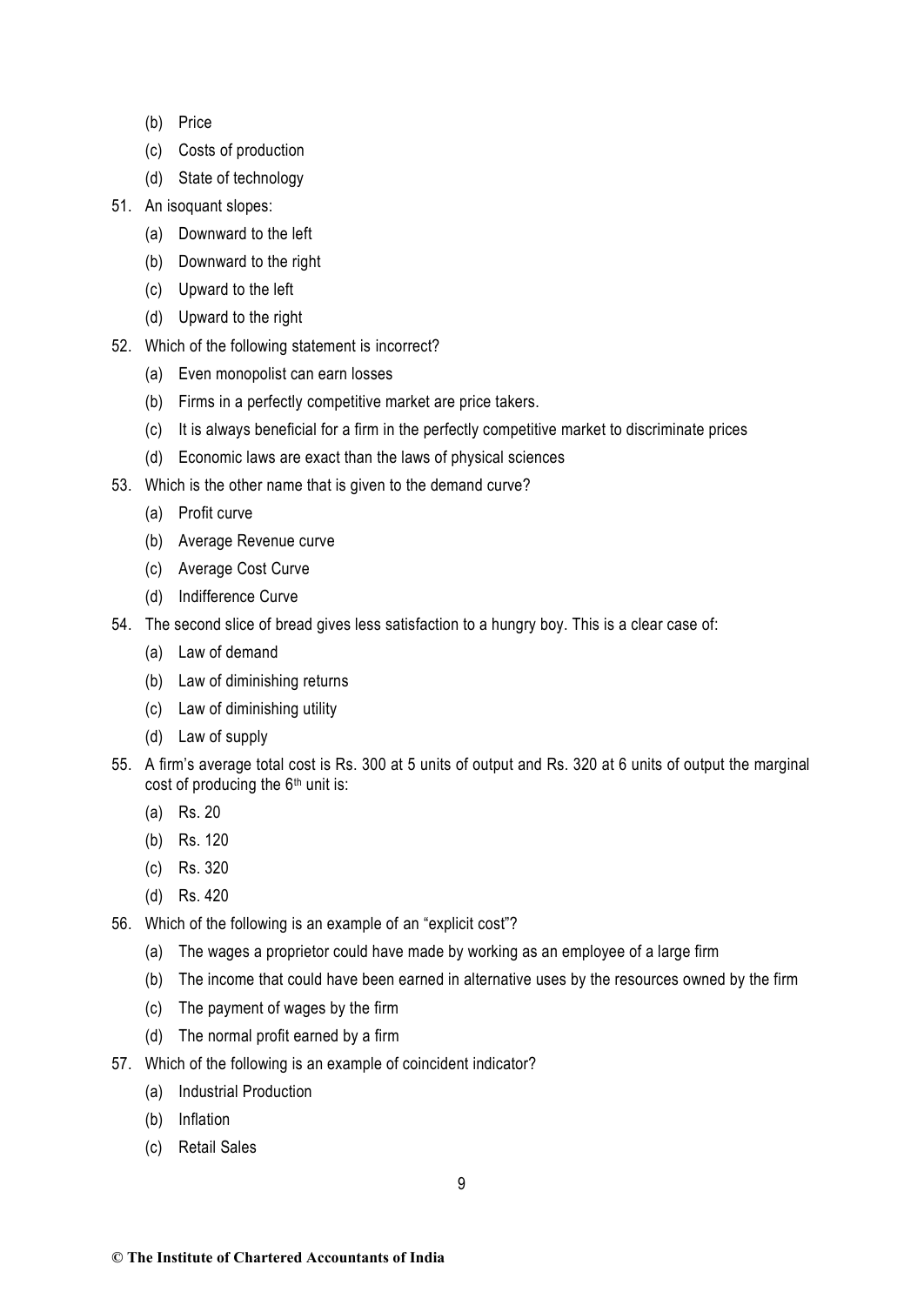(b) Price

(c) Costs of production

(d) State of technology

51. An isoquant slopes:

    (a) Downward to the left

    (b) Downward to the right

    (c) Upward to the left

    (d) Upward to the right

52. Which of the following statement is incorrect?

    (a) Even monopolist can earn losses

    (b) Firms in a perfectly competitive market are price takers.

    (c) It is always beneficial for a firm in the perfectly competitive market to discriminate prices

    (d) Economic laws are exact than the laws of physical sciences

53. Which is the other name that is given to the demand curve?

    (a) Profit curve

    (b) Average Revenue curve

    (c) Average Cost Curve

    (d) Indifference Curve

54. The second slice of bread gives less satisfaction to a hungry boy. This is a clear case of:

    (a) Law of demand

    (b) Law of diminishing returns

    (c) Law of diminishing utility

    (d) Law of supply

55. A firm's average total cost is Rs. 300 at 5 units of output and Rs. 320 at 6 units of output the marginal cost of producing the 6th unit is:

    (a) Rs. 20

    (b) Rs. 120

    (c) Rs. 320

    (d) Rs. 420

56. Which of the following is an example of an "explicit cost"?

    (a) The wages a proprietor could have made by working as an employee of a large firm

    (b) The income that could have been earned in alternative uses by the resources owned by the firm

    (c) The payment of wages by the firm

    (d) The normal profit earned by a firm

57. Which of the following is an example of coincident indicator?

    (a) Industrial Production

    (b) Inflation

    (c) Retail Sales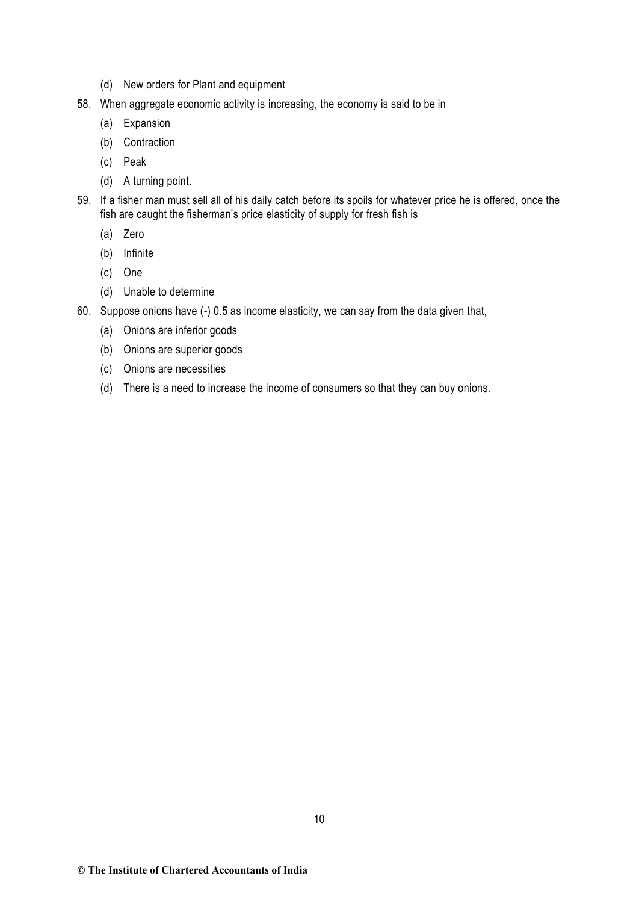(d) New orders for Plant and equipment

58. When aggregate economic activity is increasing, the economy is said to be in

    (a) Expansion

    (b) Contraction

    (c) Peak

    (d) A turning point.

59. If a fisher man must sell all of his daily catch before its spoils for whatever price he is offered, once the fish are caught the fisherman's price elasticity of supply for fresh fish is

    (a) Zero

    (b) Infinite

    (c) One

    (d) Unable to determine

60. Suppose onions have (-) 0.5 as income elasticity, we can say from the data given that,

    (a) Onions are inferior goods

    (b) Onions are superior goods

    (c) Onions are necessities

    (d) There is a need to increase the income of consumers so that they can buy onions.

**© The Institute of Chartered Accountants of India**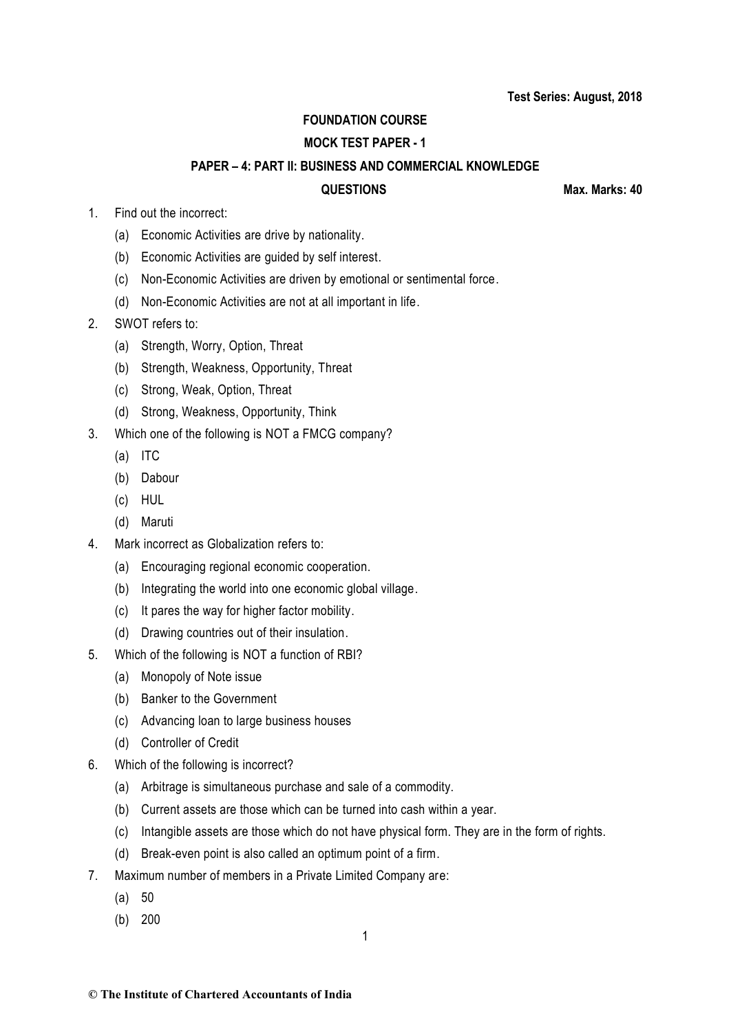**Test Series: August, 2018**

**FOUNDATION COURSE**

**MOCK TEST PAPER - 1**

**PAPER – 4: PART II: BUSINESS AND COMMERCIAL KNOWLEDGE**

**QUESTIONS** **Max. Marks: 40**

1. Find out the incorrect:
   - (a) Economic Activities are drive by nationality.
   - (b) Economic Activities are guided by self interest.
   - (c) Non-Economic Activities are driven by emotional or sentimental force.
   - (d) Non-Economic Activities are not at all important in life.
2. SWOT refers to:
   - (a) Strength, Worry, Option, Threat
   - (b) Strength, Weakness, Opportunity, Threat
   - (c) Strong, Weak, Option, Threat
   - (d) Strong, Weakness, Opportunity, Think
3. Which one of the following is NOT a FMCG company?
   - (a) ITC
   - (b) Dabour
   - (c) HUL
   - (d) Maruti
4. Mark incorrect as Globalization refers to:
   - (a) Encouraging regional economic cooperation.
   - (b) Integrating the world into one economic global village.
   - (c) It pares the way for higher factor mobility.
   - (d) Drawing countries out of their insulation.
5. Which of the following is NOT a function of RBI?
   - (a) Monopoly of Note issue
   - (b) Banker to the Government
   - (c) Advancing loan to large business houses
   - (d) Controller of Credit
6. Which of the following is incorrect?
   - (a) Arbitrage is simultaneous purchase and sale of a commodity.
   - (b) Current assets are those which can be turned into cash within a year.
   - (c) Intangible assets are those which do not have physical form. They are in the form of rights.
   - (d) Break-even point is also called an optimum point of a firm.
7. Maximum number of members in a Private Limited Company are:
   - (a) 50
   - (b) 200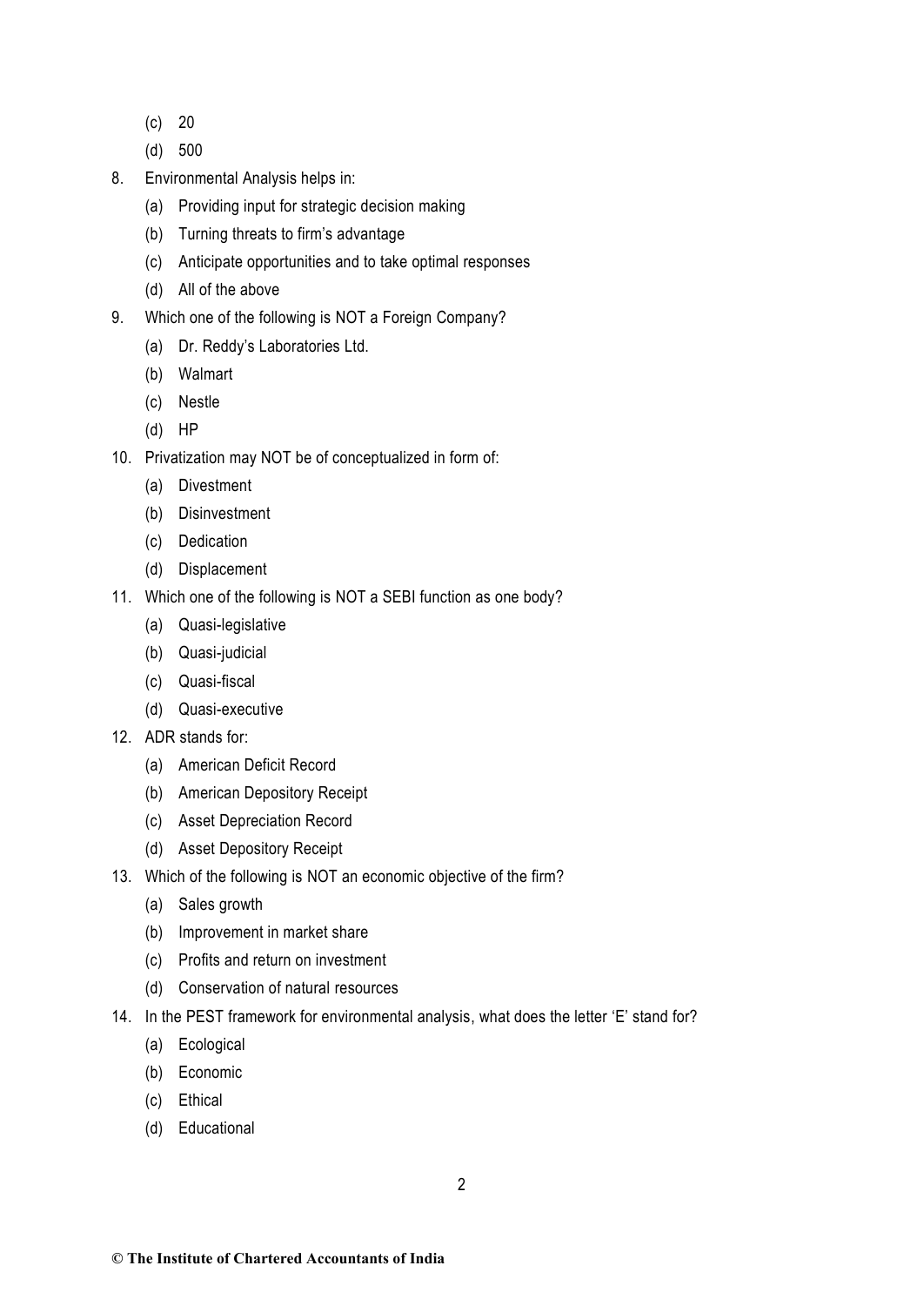(c) 20

(d) 500

8. Environmental Analysis helps in:

   (a) Providing input for strategic decision making

   (b) Turning threats to firm's advantage

   (c) Anticipate opportunities and to take optimal responses

   (d) All of the above

9. Which one of the following is NOT a Foreign Company?

   (a) Dr. Reddy's Laboratories Ltd.

   (b) Walmart

   (c) Nestle

   (d) HP

10. Privatization may NOT be of conceptualized in form of:

    (a) Divestment

    (b) Disinvestment

    (c) Dedication

    (d) Displacement

11. Which one of the following is NOT a SEBI function as one body?

    (a) Quasi-legislative

    (b) Quasi-judicial

    (c) Quasi-fiscal

    (d) Quasi-executive

12. ADR stands for:

    (a) American Deficit Record

    (b) American Depository Receipt

    (c) Asset Depreciation Record

    (d) Asset Depository Receipt

13. Which of the following is NOT an economic objective of the firm?

    (a) Sales growth

    (b) Improvement in market share

    (c) Profits and return on investment

    (d) Conservation of natural resources

14. In the PEST framework for environmental analysis, what does the letter 'E' stand for?

    (a) Ecological

    (b) Economic

    (c) Ethical

    (d) Educational

**© The Institute of Chartered Accountants of India**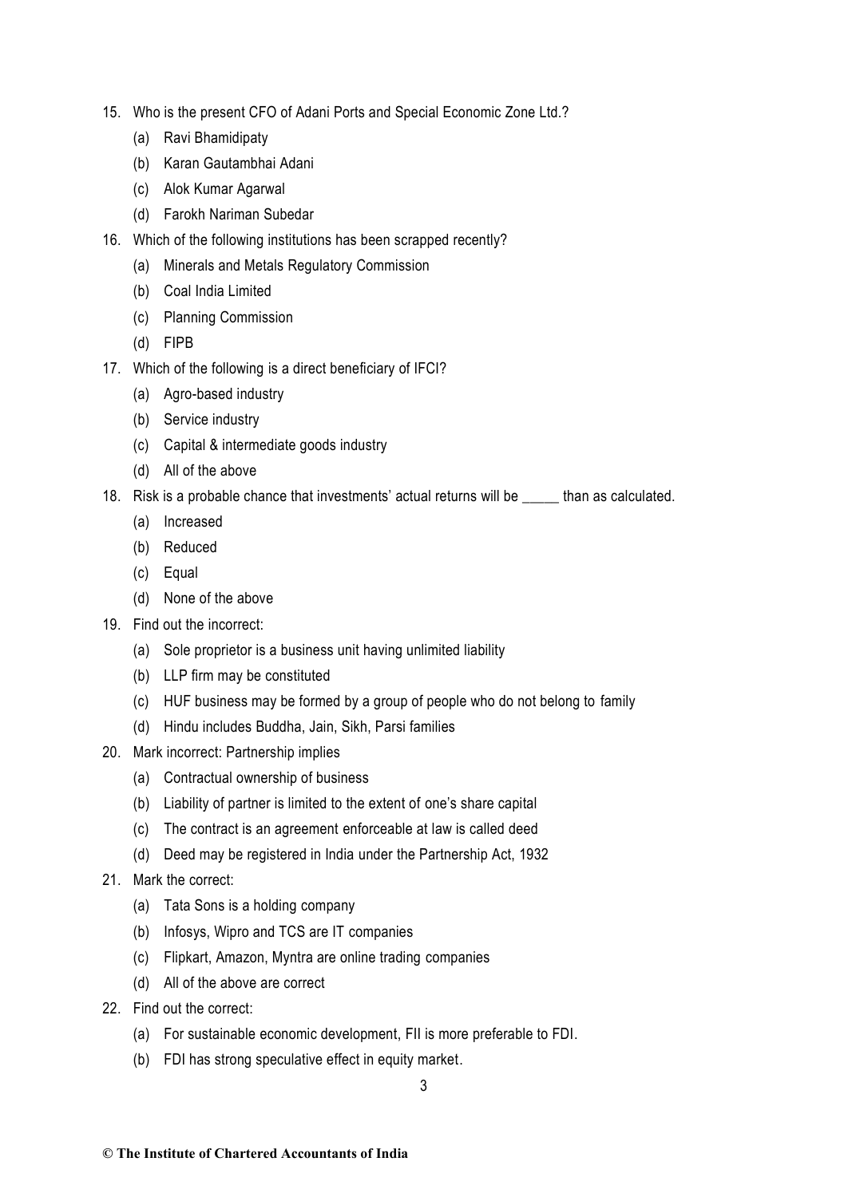15. Who is the present CFO of Adani Ports and Special Economic Zone Ltd.?
    (a) Ravi Bhamidipaty
    (b) Karan Gautambhai Adani
    (c) Alok Kumar Agarwal
    (d) Farokh Nariman Subedar
16. Which of the following institutions has been scrapped recently?
    (a) Minerals and Metals Regulatory Commission
    (b) Coal India Limited
    (c) Planning Commission
    (d) FIPB
17. Which of the following is a direct beneficiary of IFCI?
    (a) Agro-based industry
    (b) Service industry
    (c) Capital & intermediate goods industry
    (d) All of the above
18. Risk is a probable chance that investments' actual returns will be _____ than as calculated.
    (a) Increased
    (b) Reduced
    (c) Equal
    (d) None of the above
19. Find out the incorrect:
    (a) Sole proprietor is a business unit having unlimited liability
    (b) LLP firm may be constituted
    (c) HUF business may be formed by a group of people who do not belong to family
    (d) Hindu includes Buddha, Jain, Sikh, Parsi families
20. Mark incorrect: Partnership implies
    (a) Contractual ownership of business
    (b) Liability of partner is limited to the extent of one's share capital
    (c) The contract is an agreement enforceable at law is called deed
    (d) Deed may be registered in India under the Partnership Act, 1932
21. Mark the correct:
    (a) Tata Sons is a holding company
    (b) Infosys, Wipro and TCS are IT companies
    (c) Flipkart, Amazon, Myntra are online trading companies
    (d) All of the above are correct
22. Find out the correct:
    (a) For sustainable economic development, FII is more preferable to FDI.
    (b) FDI has strong speculative effect in equity market.

**© The Institute of Chartered Accountants of India**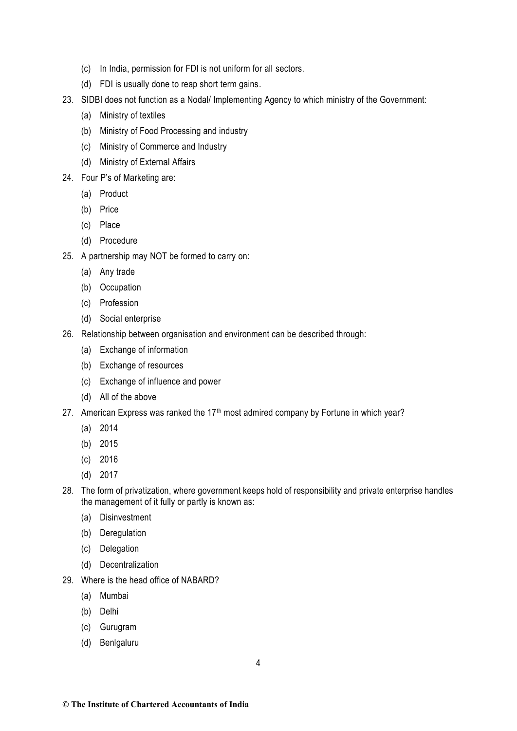(c) In India, permission for FDI is not uniform for all sectors.

(d) FDI is usually done to reap short term gains.

23. SIDBI does not function as a Nodal/ Implementing Agency to which ministry of the Government:

    (a) Ministry of textiles

    (b) Ministry of Food Processing and industry

    (c) Ministry of Commerce and Industry

    (d) Ministry of External Affairs

24. Four P's of Marketing are:

    (a) Product

    (b) Price

    (c) Place

    (d) Procedure

25. A partnership may NOT be formed to carry on:

    (a) Any trade

    (b) Occupation

    (c) Profession

    (d) Social enterprise

26. Relationship between organisation and environment can be described through:

    (a) Exchange of information

    (b) Exchange of resources

    (c) Exchange of influence and power

    (d) All of the above

27. American Express was ranked the 17th most admired company by Fortune in which year?

    (a) 2014

    (b) 2015

    (c) 2016

    (d) 2017

28. The form of privatization, where government keeps hold of responsibility and private enterprise handles the management of it fully or partly is known as:

    (a) Disinvestment

    (b) Deregulation

    (c) Delegation

    (d) Decentralization

29. Where is the head office of NABARD?

    (a) Mumbai

    (b) Delhi

    (c) Gurugram

    (d) Benlgaluru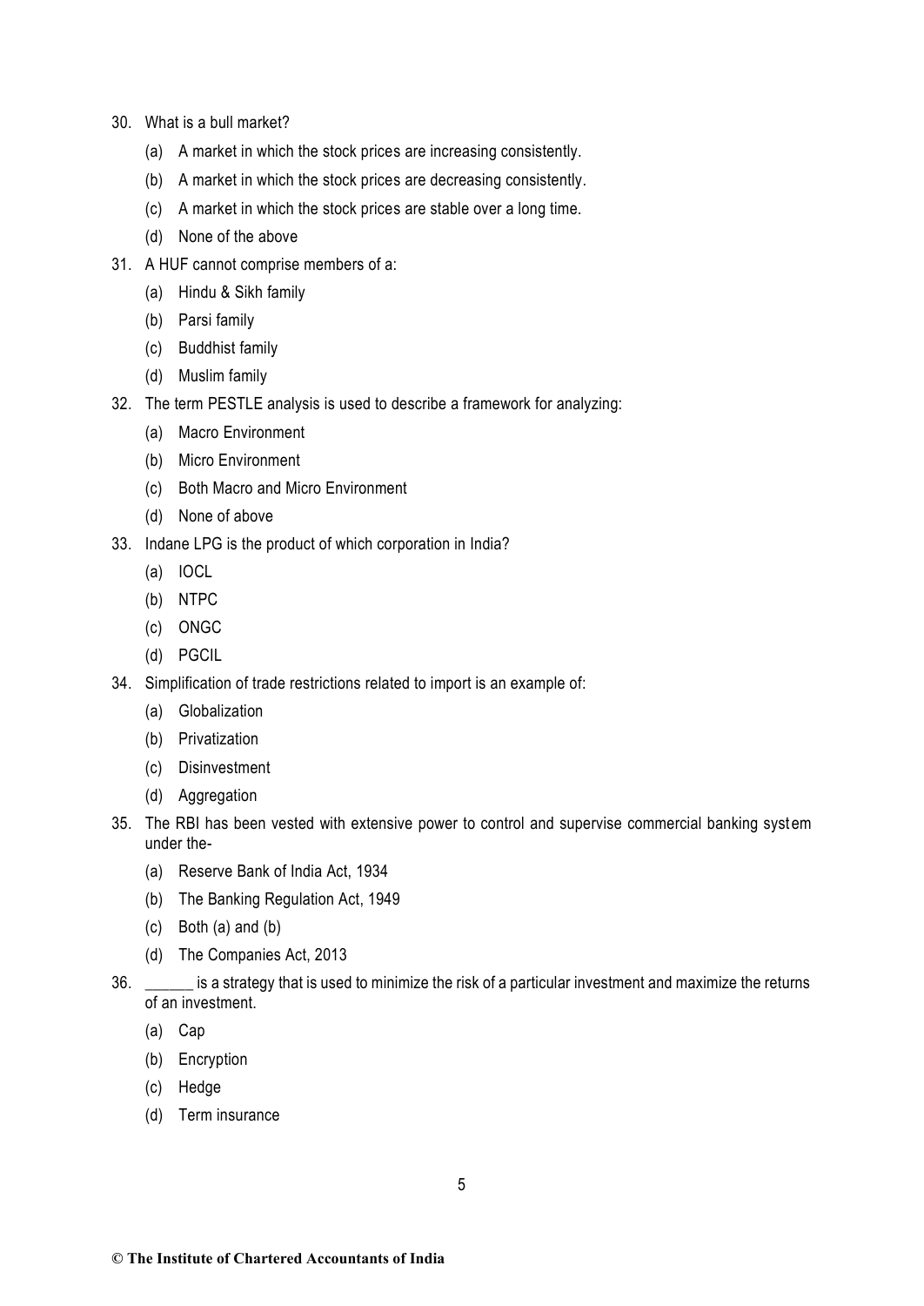30. What is a bull market?

    (a) A market in which the stock prices are increasing consistently.

    (b) A market in which the stock prices are decreasing consistently.

    (c) A market in which the stock prices are stable over a long time.

    (d) None of the above

31. A HUF cannot comprise members of a:

    (a) Hindu & Sikh family

    (b) Parsi family

    (c) Buddhist family

    (d) Muslim family

32. The term PESTLE analysis is used to describe a framework for analyzing:

    (a) Macro Environment

    (b) Micro Environment

    (c) Both Macro and Micro Environment

    (d) None of above

33. Indane LPG is the product of which corporation in India?

    (a) IOCL

    (b) NTPC

    (c) ONGC

    (d) PGCIL

34. Simplification of trade restrictions related to import is an example of:

    (a) Globalization

    (b) Privatization

    (c) Disinvestment

    (d) Aggregation

35. The RBI has been vested with extensive power to control and supervise commercial banking system under the-

    (a) Reserve Bank of India Act, 1934

    (b) The Banking Regulation Act, 1949

    (c) Both (a) and (b)

    (d) The Companies Act, 2013

36. ______ is a strategy that is used to minimize the risk of a particular investment and maximize the returns of an investment.

    (a) Cap

    (b) Encryption

    (c) Hedge

    (d) Term insurance

**© The Institute of Chartered Accountants of India**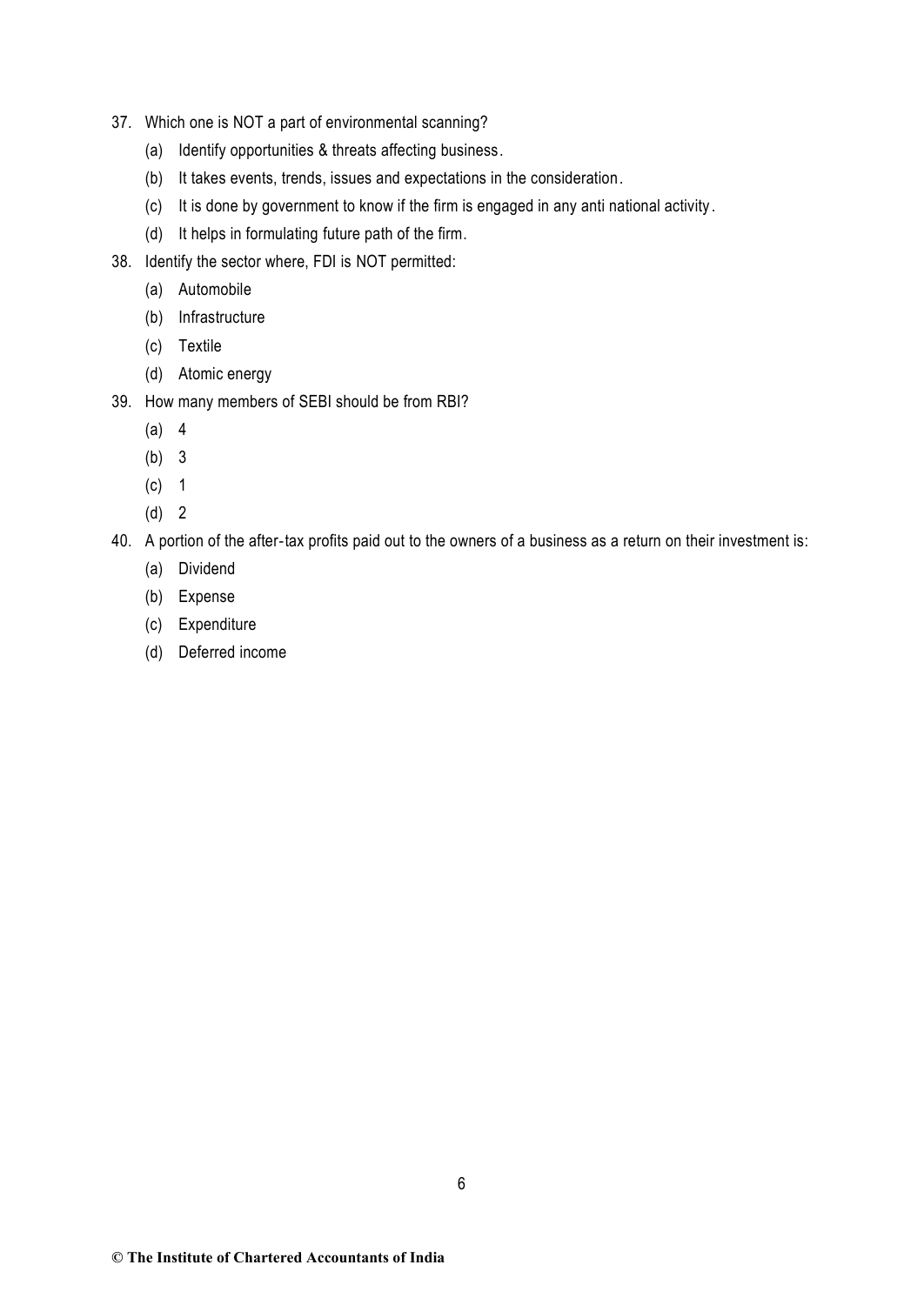37. Which one is NOT a part of environmental scanning?
    (a) Identify opportunities & threats affecting business.
    (b) It takes events, trends, issues and expectations in the consideration.
    (c) It is done by government to know if the firm is engaged in any anti national activity.
    (d) It helps in formulating future path of the firm.
38. Identify the sector where, FDI is NOT permitted:
    (a) Automobile
    (b) Infrastructure
    (c) Textile
    (d) Atomic energy
39. How many members of SEBI should be from RBI?
    (a) 4
    (b) 3
    (c) 1
    (d) 2
40. A portion of the after-tax profits paid out to the owners of a business as a return on their investment is:
    (a) Dividend
    (b) Expense
    (c) Expenditure
    (d) Deferred income

**© The Institute of Chartered Accountants of India**